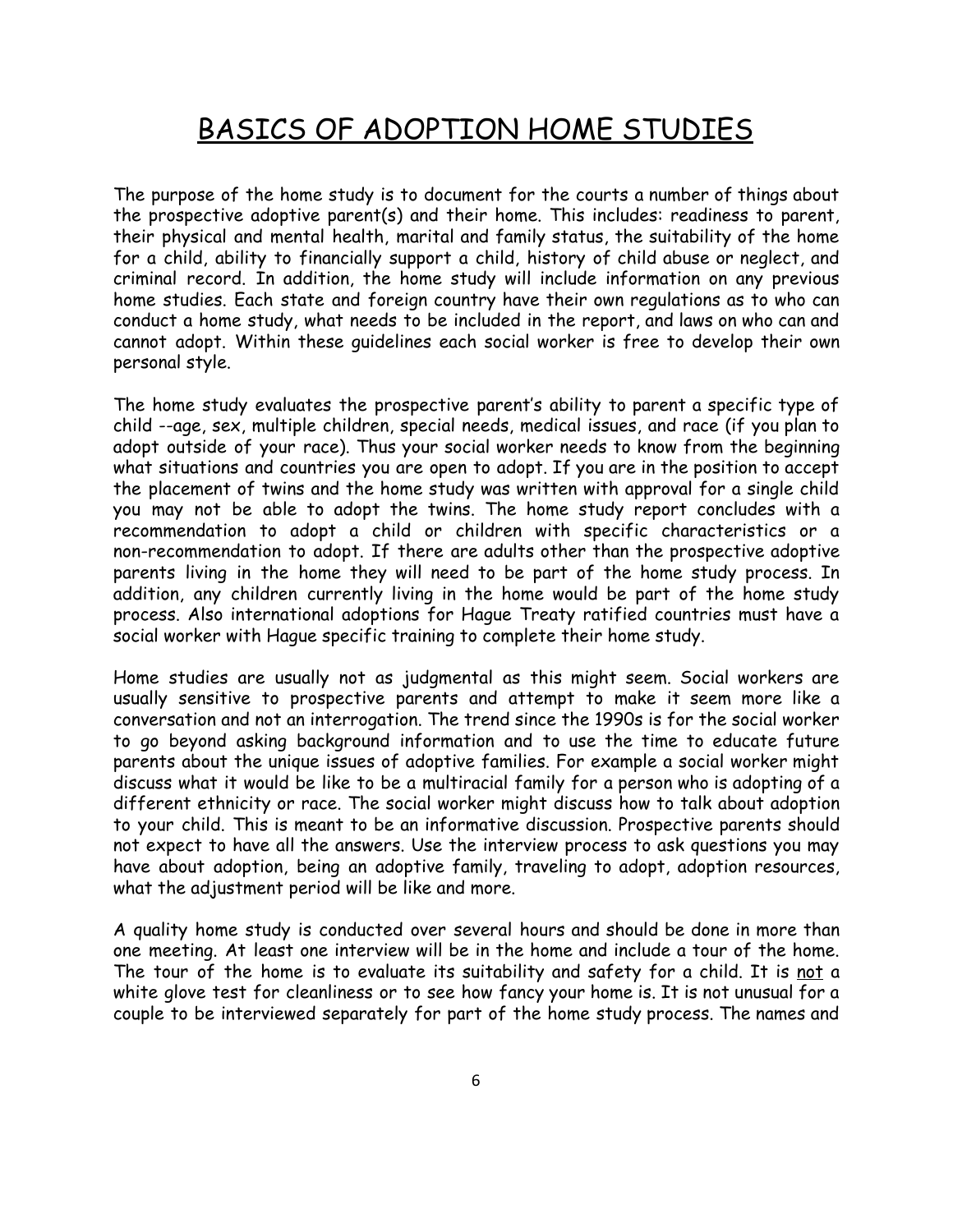# BASICS OF ADOPTION HOME STUDIES

The purpose of the home study is to document for the courts a number of things about the prospective adoptive parent(s) and their home. This includes: readiness to parent, their physical and mental health, marital and family status, the suitability of the home for a child, ability to financially support a child, history of child abuse or neglect, and criminal record. In addition, the home study will include information on any previous home studies. Each state and foreign country have their own regulations as to who can conduct a home study, what needs to be included in the report, and laws on who can and cannot adopt. Within these guidelines each social worker is free to develop their own personal style.

The home study evaluates the prospective parent's ability to parent a specific type of child --age, sex, multiple children, special needs, medical issues, and race (if you plan to adopt outside of your race). Thus your social worker needs to know from the beginning what situations and countries you are open to adopt. If you are in the position to accept the placement of twins and the home study was written with approval for a single child you may not be able to adopt the twins. The home study report concludes with a recommendation to adopt a child or children with specific characteristics or a non-recommendation to adopt. If there are adults other than the prospective adoptive parents living in the home they will need to be part of the home study process. In addition, any children currently living in the home would be part of the home study process. Also international adoptions for Hague Treaty ratified countries must have a social worker with Hague specific training to complete their home study.

Home studies are usually not as judgmental as this might seem. Social workers are usually sensitive to prospective parents and attempt to make it seem more like a conversation and not an interrogation. The trend since the 1990s is for the social worker to go beyond asking background information and to use the time to educate future parents about the unique issues of adoptive families. For example a social worker might discuss what it would be like to be a multiracial family for a person who is adopting of a different ethnicity or race. The social worker might discuss how to talk about adoption to your child. This is meant to be an informative discussion. Prospective parents should not expect to have all the answers. Use the interview process to ask questions you may have about adoption, being an adoptive family, traveling to adopt, adoption resources, what the adjustment period will be like and more.

A quality home study is conducted over several hours and should be done in more than one meeting. At least one interview will be in the home and include a tour of the home. The tour of the home is to evaluate its suitability and safety for a child. It is <u>not</u> a white glove test for cleanliness or to see how fancy your home is. It is not unusual for a couple to be interviewed separately for part of the home study process. The names and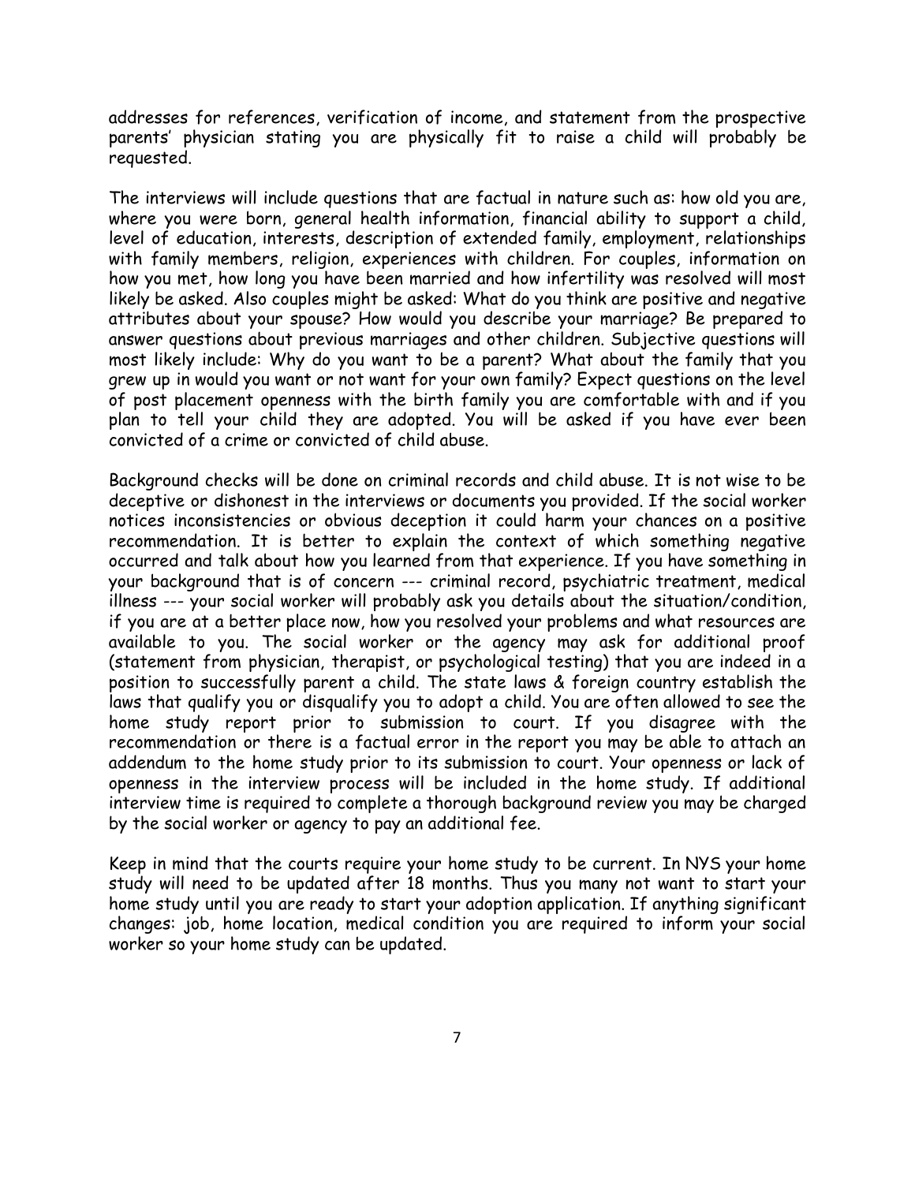addresses for references, verification of income, and statement from the prospective parents' physician stating you are physically fit to raise a child will probably be requested.

The interviews will include questions that are factual in nature such as: how old you are, where you were born, general health information, financial ability to support a child, level of education, interests, description of extended family, employment, relationships with family members, religion, experiences with children. For couples, information on how you met, how long you have been married and how infertility was resolved will most likely be asked. Also couples might be asked: What do you think are positive and negative attributes about your spouse? How would you describe your marriage? Be prepared to answer questions about previous marriages and other children. Subjective questions will most likely include: Why do you want to be a parent? What about the family that you grew up in would you want or not want for your own family? Expect questions on the level of post placement openness with the birth family you are comfortable with and if you plan to tell your child they are adopted. You will be asked if you have ever been convicted of a crime or convicted of child abuse.

Background checks will be done on criminal records and child abuse. It is not wise to be deceptive or dishonest in the interviews or documents you provided. If the social worker notices inconsistencies or obvious deception it could harm your chances on a positive recommendation. It is better to explain the context of which something negative occurred and talk about how you learned from that experience. If you have something in your background that is of concern --- criminal record, psychiatric treatment, medical illness --- your social worker will probably ask you details about the situation/condition, if you are at a better place now, how you resolved your problems and what resources are available to you. The social worker or the agency may ask for additional proof (statement from physician, therapist, or psychological testing) that you are indeed in a position to successfully parent a child. The state laws & foreign country establish the laws that qualify you or disqualify you to adopt a child. You are often allowed to see the home study report prior to submission to court. If you disagree with the recommendation or there is a factual error in the report you may be able to attach an addendum to the home study prior to its submission to court. Your openness or lack of openness in the interview process will be included in the home study. If additional interview time is required to complete a thorough background review you may be charged by the social worker or agency to pay an additional fee.

Keep in mind that the courts require your home study to be current. In NYS your home study will need to be updated after 18 months. Thus you many not want to start your home study until you are ready to start your adoption application. If anything significant changes: job, home location, medical condition you are required to inform your social worker so your home study can be updated.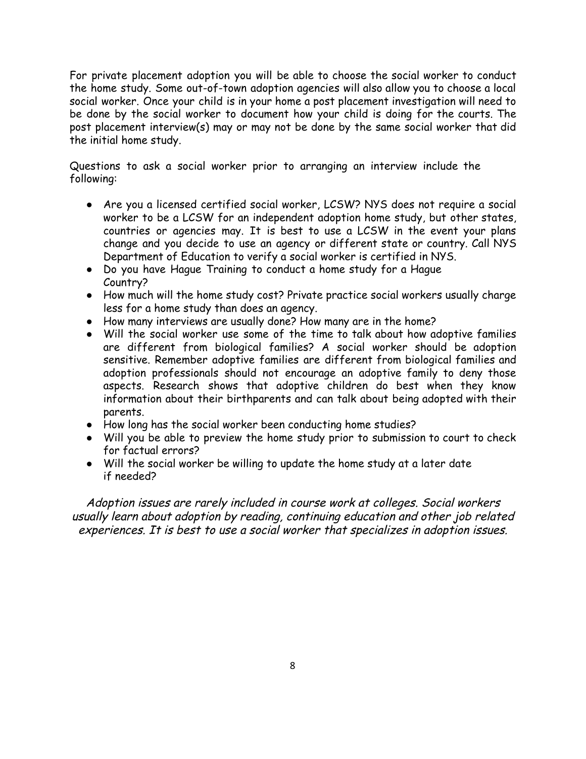For private placement adoption you will be able to choose the social worker to conduct the home study. Some out-of-town adoption agencies will also allow you to choose a local social worker. Once your child is in your home a post placement investigation will need to be done by the social worker to document how your child is doing for the courts. The post placement interview(s) may or may not be done by the same social worker that did the initial home study.

Questions to ask a social worker prior to arranging an interview include the following:

- Are you a licensed certified social worker, LCSW? NYS does not require a social worker to be a LCSW for an independent adoption home study, but other states, countries or agencies may. It is best to use a LCSW in the event your plans change and you decide to use an agency or different state or country. Call NYS Department of Education to verify a social worker is certified in NYS.
- Do you have Hague Training to conduct a home study for a Hague Country?
- How much will the home study cost? Private practice social workers usually charge less for a home study than does an agency.
- How many interviews are usually done? How many are in the home?
- Will the social worker use some of the time to talk about how adoptive families are different from biological families? A social worker should be adoption sensitive. Remember adoptive families are different from biological families and adoption professionals should not encourage an adoptive family to deny those aspects. Research shows that adoptive children do best when they know information about their birthparents and can talk about being adopted with their parents.
- How long has the social worker been conducting home studies?
- Will you be able to preview the home study prior to submission to court to check for factual errors?
- Will the social worker be willing to update the home study at a later date if needed?

*Adoption issues are rarely included in course work at colleges. Social workers usually learn about adoption by reading, continuing education and other job related experiences. It is best to use a social worker that specializes in adoption issues.*